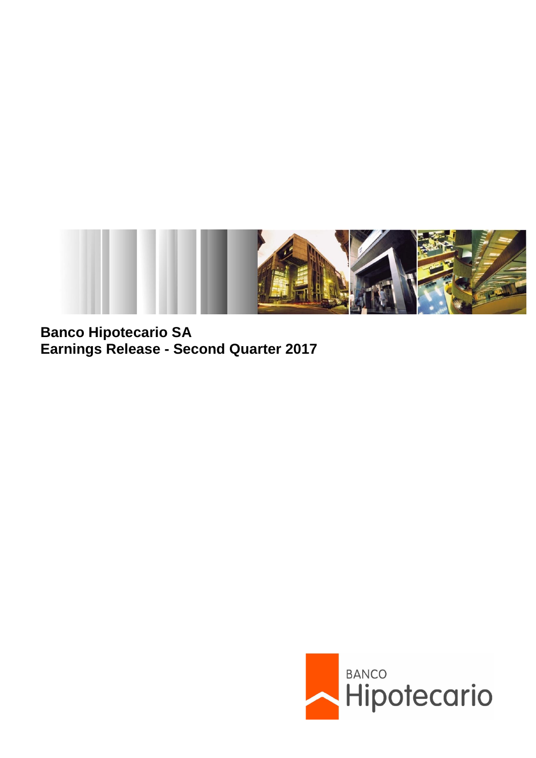**Banco Hipotecario SA**
**Earnings Release - Second Quarter 2017**

BANCO Hipotecario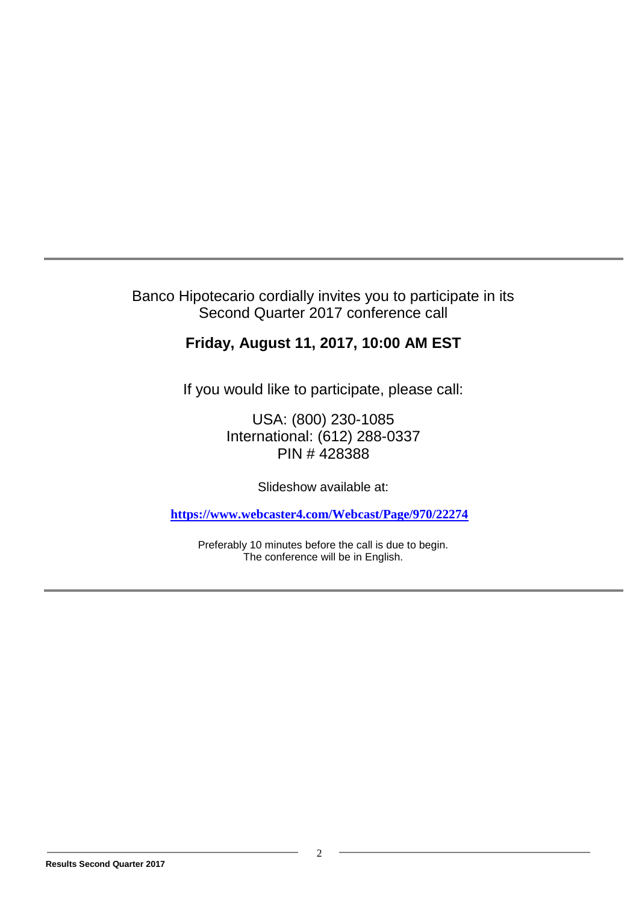---

Banco Hipotecario cordially invites you to participate in its Second Quarter 2017 conference call

**Friday, August 11, 2017, 10:00 AM EST**

If you would like to participate, please call:

USA: (800) 230-1085
International: (612) 288-0337
PIN # 428388

Slideshow available at:

**https://www.webcaster4.com/Webcast/Page/970/22274**

Preferably 10 minutes before the call is due to begin.
The conference will be in English.

---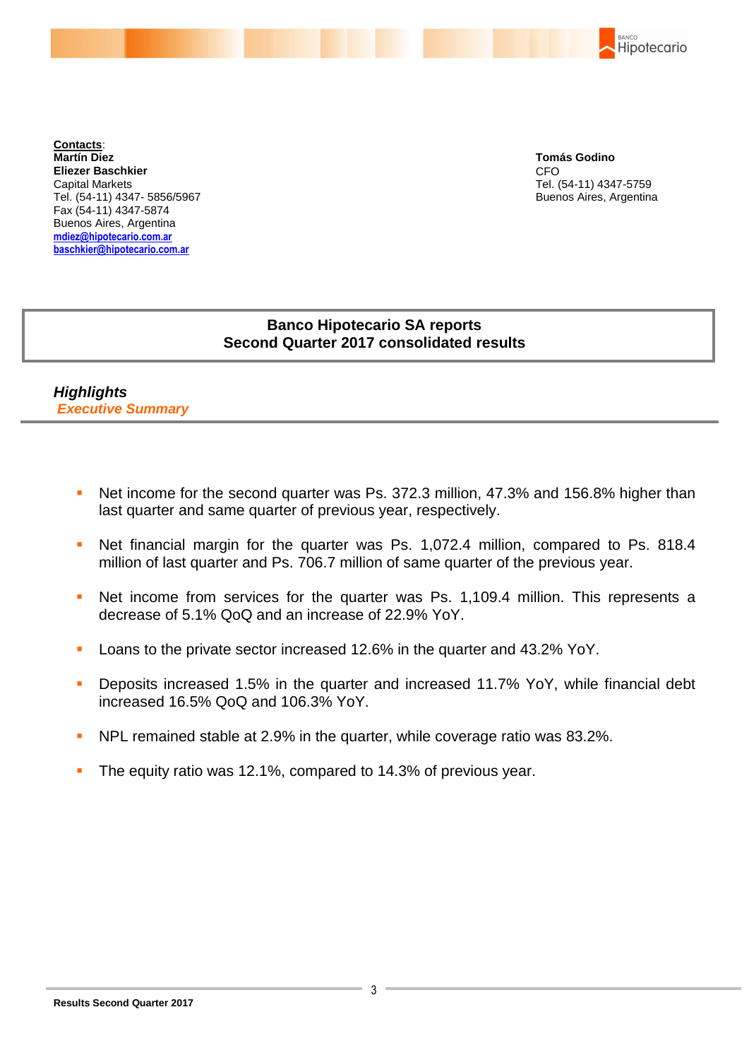**Contacts**:
**Martín Diez**
**Eliezer Baschkier**
Capital Markets
Tel. (54-11) 4347- 5856/5967
Fax (54-11) 4347-5874
Buenos Aires, Argentina
mdiez@hipotecario.com.ar
baschkier@hipotecario.com.ar

**Tomás Godino**
CFO
Tel. (54-11) 4347-5759
Buenos Aires, Argentina

# Banco Hipotecario SA reports Second Quarter 2017 consolidated results

## *Highlights*

### *Executive Summary*

- Net income for the second quarter was Ps. 372.3 million, 47.3% and 156.8% higher than last quarter and same quarter of previous year, respectively.
- Net financial margin for the quarter was Ps. 1,072.4 million, compared to Ps. 818.4 million of last quarter and Ps. 706.7 million of same quarter of the previous year.
- Net income from services for the quarter was Ps. 1,109.4 million. This represents a decrease of 5.1% QoQ and an increase of 22.9% YoY.
- Loans to the private sector increased 12.6% in the quarter and 43.2% YoY.
- Deposits increased 1.5% in the quarter and increased 11.7% YoY, while financial debt increased 16.5% QoQ and 106.3% YoY.
- NPL remained stable at 2.9% in the quarter, while coverage ratio was 83.2%.
- The equity ratio was 12.1%, compared to 14.3% of previous year.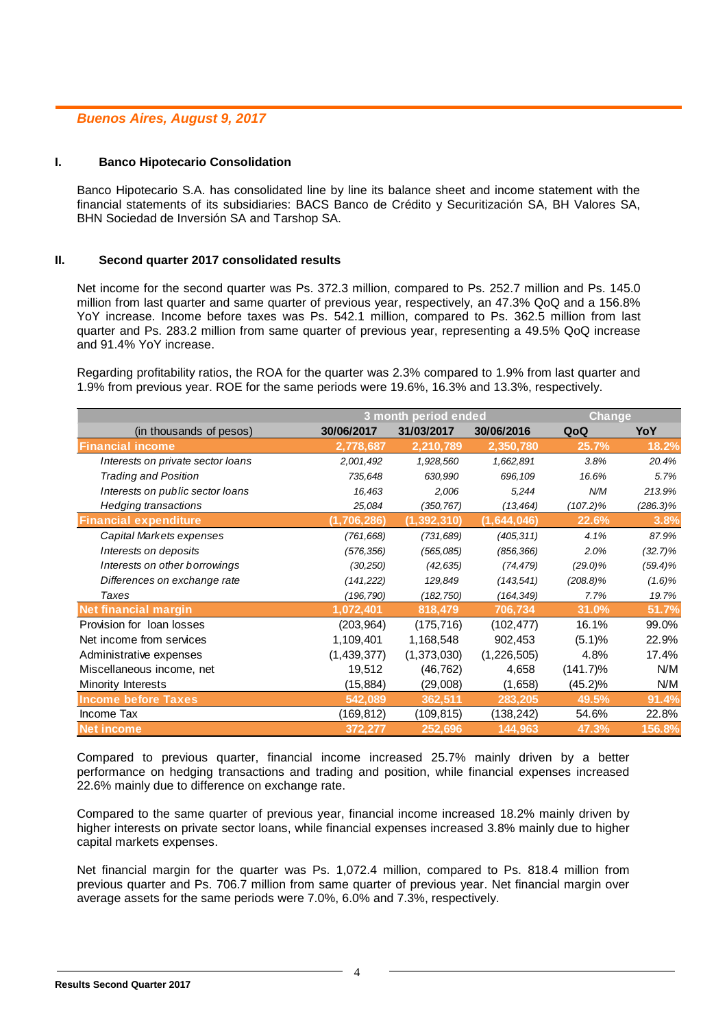*Buenos Aires, August 9, 2017*

## I. Banco Hipotecario Consolidation

Banco Hipotecario S.A. has consolidated line by line its balance sheet and income statement with the financial statements of its subsidiaries: BACS Banco de Crédito y Securitización SA, BH Valores SA, BHN Sociedad de Inversión SA and Tarshop SA.

## II. Second quarter 2017 consolidated results

Net income for the second quarter was Ps. 372.3 million, compared to Ps. 252.7 million and Ps. 145.0 million from last quarter and same quarter of previous year, respectively, an 47.3% QoQ and a 156.8% YoY increase. Income before taxes was Ps. 542.1 million, compared to Ps. 362.5 million from last quarter and Ps. 283.2 million from same quarter of previous year, representing a 49.5% QoQ increase and 91.4% YoY increase.

Regarding profitability ratios, the ROA for the quarter was 2.3% compared to 1.9% from last quarter and 1.9% from previous year. ROE for the same periods were 19.6%, 16.3% and 13.3%, respectively.

| | 3 month period ended | | | Change | |
|---|---|---|---|---|---|
| (in thousands of pesos) | 30/06/2017 | 31/03/2017 | 30/06/2016 | QoQ | YoY |
| **Financial income** | **2,778,687** | **2,210,789** | **2,350,780** | **25.7%** | **18.2%** |
| *Interests on private sector loans* | *2,001,492* | *1,928,560* | *1,662,891* | *3.8%* | *20.4%* |
| *Trading and Position* | *735,648* | *630,990* | *696,109* | *16.6%* | *5.7%* |
| *Interests on public sector loans* | *16,463* | *2,006* | *5,244* | *N/M* | *213.9%* |
| *Hedging transactions* | *25,084* | *(350,767)* | *(13,464)* | *(107.2)%* | *(286.3)%* |
| **Financial expenditure** | **(1,706,286)** | **(1,392,310)** | **(1,644,046)** | **22.6%** | **3.8%** |
| *Capital Markets expenses* | *(761,668)* | *(731,689)* | *(405,311)* | *4.1%* | *87.9%* |
| *Interests on deposits* | *(576,356)* | *(565,085)* | *(856,366)* | *2.0%* | *(32.7)%* |
| *Interests on other borrowings* | *(30,250)* | *(42,635)* | *(74,479)* | *(29.0)%* | *(59.4)%* |
| *Differences on exchange rate* | *(141,222)* | *129,849* | *(143,541)* | *(208.8)%* | *(1.6)%* |
| *Taxes* | *(196,790)* | *(182,750)* | *(164,349)* | *7.7%* | *19.7%* |
| **Net financial margin** | **1,072,401** | **818,479** | **706,734** | **31.0%** | **51.7%** |
| Provision for loan losses | (203,964) | (175,716) | (102,477) | 16.1% | 99.0% |
| Net income from services | 1,109,401 | 1,168,548 | 902,453 | (5.1)% | 22.9% |
| Administrative expenses | (1,439,377) | (1,373,030) | (1,226,505) | 4.8% | 17.4% |
| Miscellaneous income, net | 19,512 | (46,762) | 4,658 | (141.7)% | N/M |
| Minority Interests | (15,884) | (29,008) | (1,658) | (45.2)% | N/M |
| **Income before Taxes** | **542,089** | **362,511** | **283,205** | **49.5%** | **91.4%** |
| Income Tax | (169,812) | (109,815) | (138,242) | 54.6% | 22.8% |
| **Net income** | **372,277** | **252,696** | **144,963** | **47.3%** | **156.8%** |

Compared to previous quarter, financial income increased 25.7% mainly driven by a better performance on hedging transactions and trading and position, while financial expenses increased 22.6% mainly due to difference on exchange rate.

Compared to the same quarter of previous year, financial income increased 18.2% mainly driven by higher interests on private sector loans, while financial expenses increased 3.8% mainly due to higher capital markets expenses.

Net financial margin for the quarter was Ps. 1,072.4 million, compared to Ps. 818.4 million from previous quarter and Ps. 706.7 million from same quarter of previous year. Net financial margin over average assets for the same periods were 7.0%, 6.0% and 7.3%, respectively.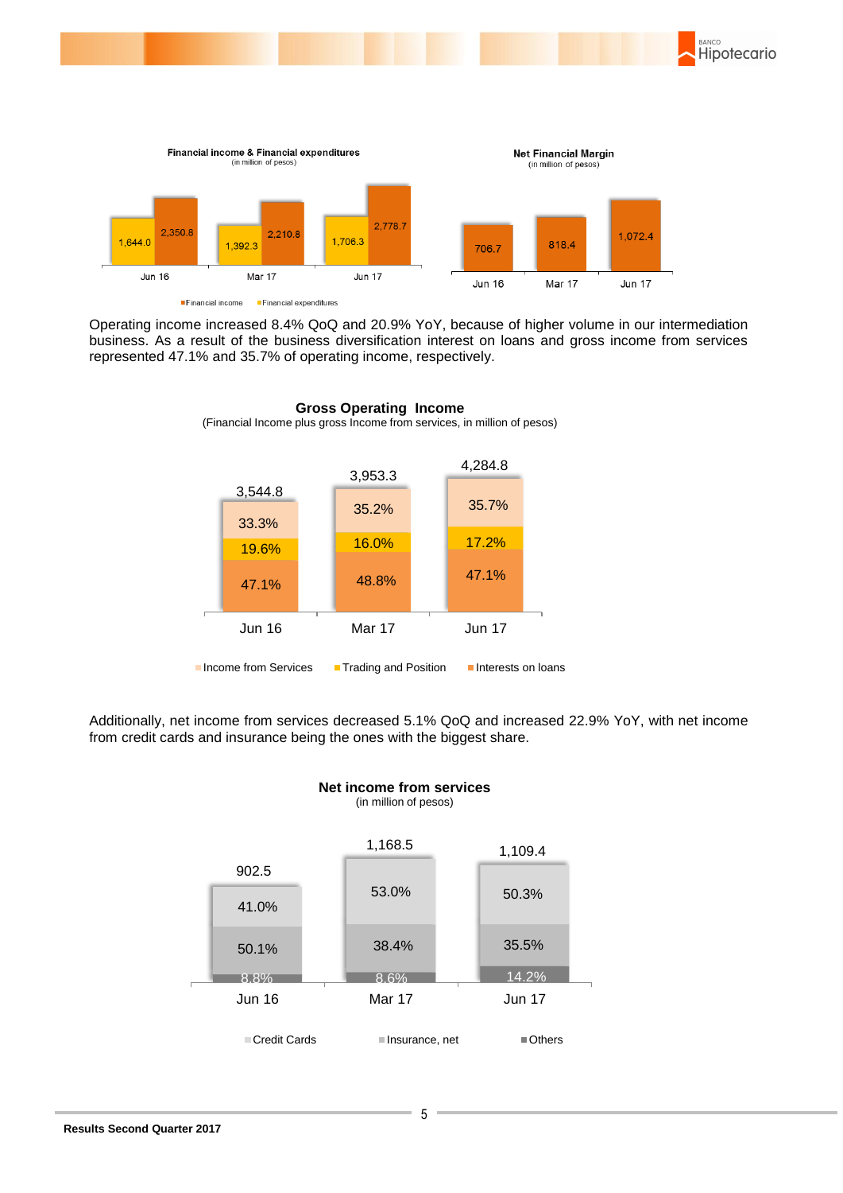**Financial income & Financial expenditures**
(in million of pesos)

| | Financial income | Financial expenditures |
|---|---|---|
| Jun 16 | 2,350.8 | 1,644.0 |
| Mar 17 | 2,210.8 | 1,392.3 |
| Jun 17 | 2,778.7 | 1,706.3 |

**Net Financial Margin**
(in million of pesos)

| Jun 16 | Mar 17 | Jun 17 |
|---|---|---|
| 706.7 | 818.4 | 1,072.4 |

Operating income increased 8.4% QoQ and 20.9% YoY, because of higher volume in our intermediation business. As a result of the business diversification interest on loans and gross income from services represented 47.1% and 35.7% of operating income, respectively.

**Gross Operating Income**
(Financial Income plus gross Income from services, in million of pesos)

| | Jun 16 | Mar 17 | Jun 17 |
|---|---|---|---|
| Total | 3,544.8 | 3,953.3 | 4,284.8 |
| Income from Services | 33.3% | 35.2% | 35.7% |
| Trading and Position | 19.6% | 16.0% | 17.2% |
| Interests on loans | 47.1% | 48.8% | 47.1% |

Additionally, net income from services decreased 5.1% QoQ and increased 22.9% YoY, with net income from credit cards and insurance being the ones with the biggest share.

**Net income from services**
(in million of pesos)

| | Jun 16 | Mar 17 | Jun 17 |
|---|---|---|---|
| Total | 902.5 | 1,168.5 | 1,109.4 |
| Credit Cards | 41.0% | 53.0% | 50.3% |
| Insurance, net | 50.1% | 38.4% | 35.5% |
| Others | 8.8% | 8.6% | 14.2% |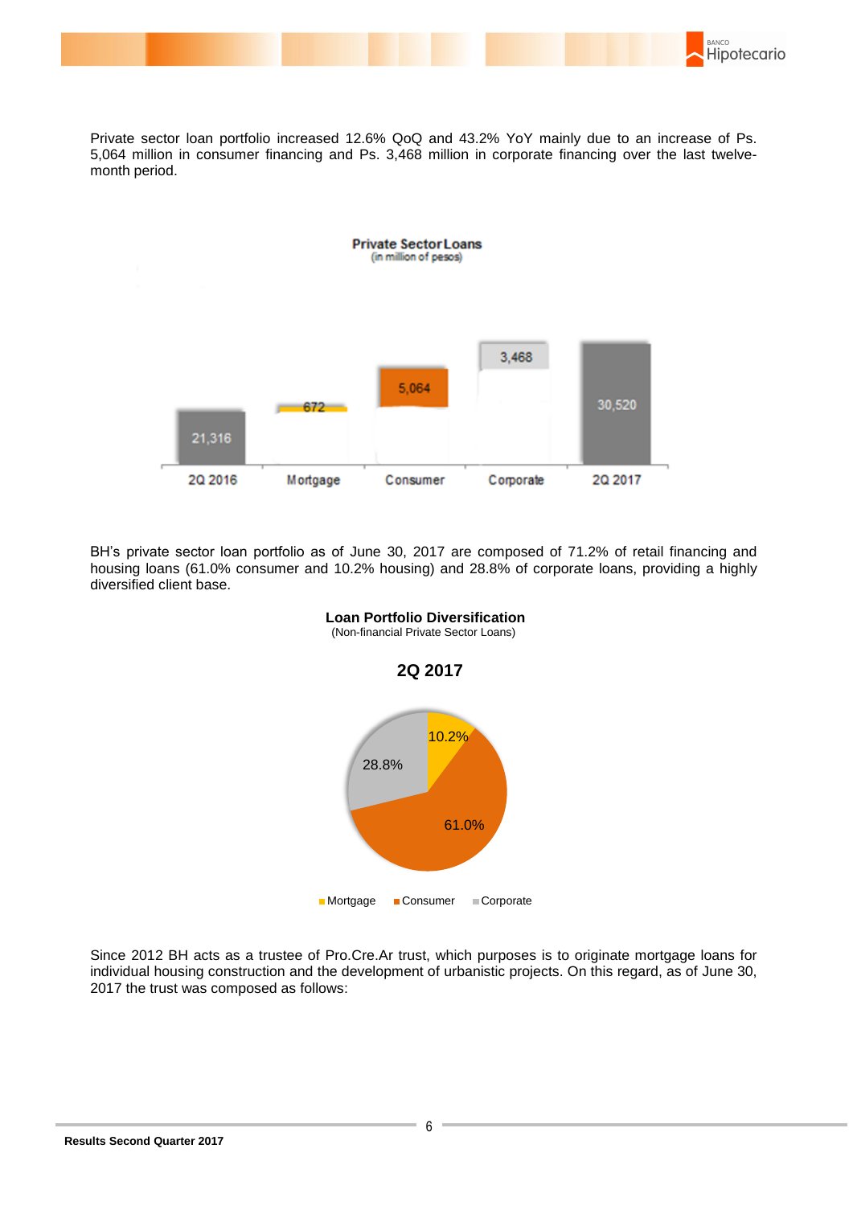Private sector loan portfolio increased 12.6% QoQ and 43.2% YoY mainly due to an increase of Ps. 5,064 million in consumer financing and Ps. 3,468 million in corporate financing over the last twelve-month period.

**Private Sector Loans**
(in million of pesos)

| 2Q 2016 | Mortgage | Consumer | Corporate | 2Q 2017 |
|---|---|---|---|---|
| 21,316 | 672 | 5,064 | 3,468 | 30,520 |

BH's private sector loan portfolio as of June 30, 2017 are composed of 71.2% of retail financing and housing loans (61.0% consumer and 10.2% housing) and 28.8% of corporate loans, providing a highly diversified client base.

**Loan Portfolio Diversification**
(Non-financial Private Sector Loans)

**2Q 2017**

| Mortgage | Consumer | Corporate |
|---|---|---|
| 10.2% | 61.0% | 28.8% |

Since 2012 BH acts as a trustee of Pro.Cre.Ar trust, which purposes is to originate mortgage loans for individual housing construction and the development of urbanistic projects. On this regard, as of June 30, 2017 the trust was composed as follows: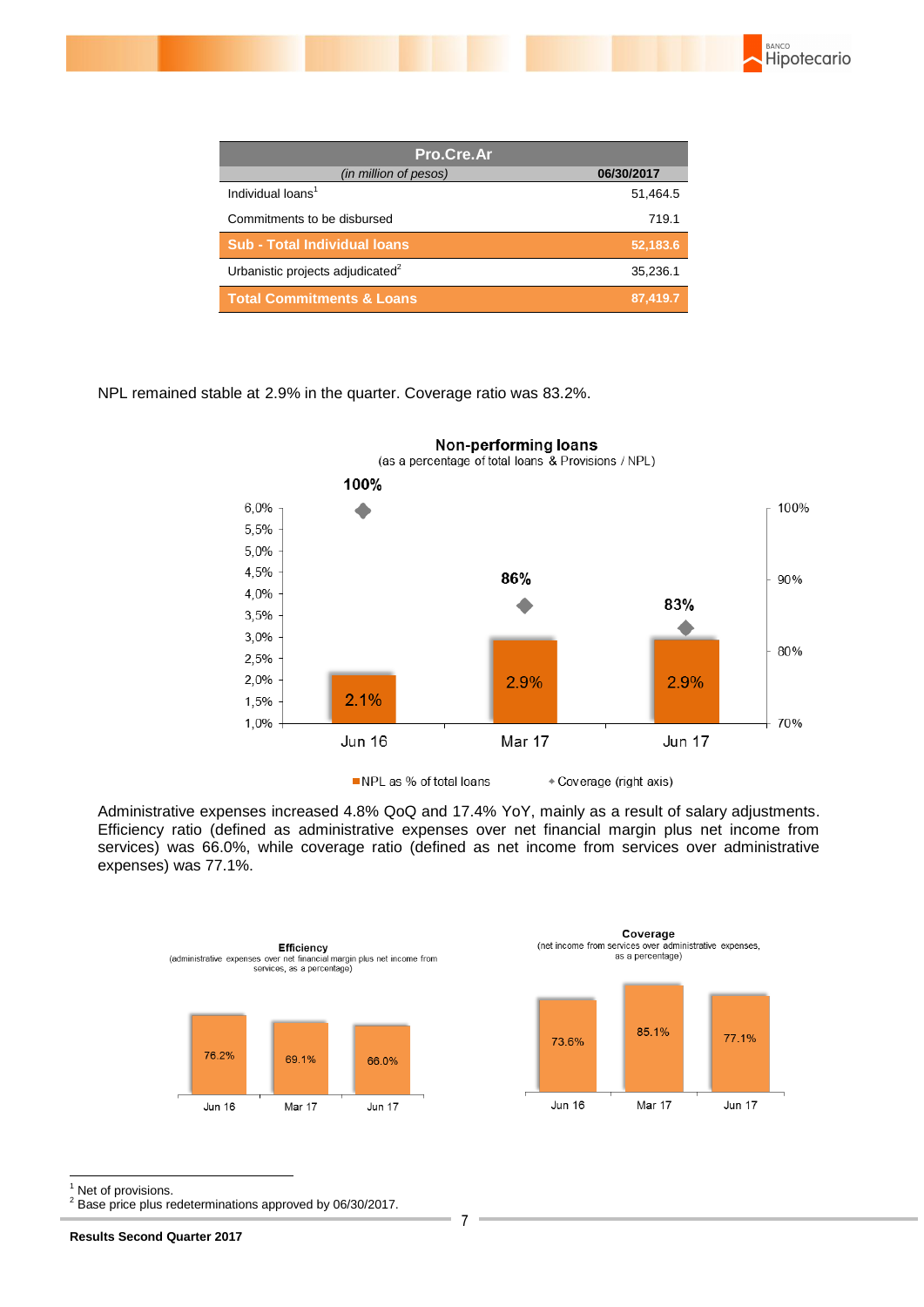| Pro.Cre.Ar | |
|---|---|
| *(in million of pesos)* | **06/30/2017** |
| Individual loans[1] | 51,464.5 |
| Commitments to be disbursed | 719.1 |
| **Sub - Total Individual loans** | **52,183.6** |
| Urbanistic projects adjudicated[2] | 35,236.1 |
| **Total Commitments & Loans** | **87,419.7** |

NPL remained stable at 2.9% in the quarter. Coverage ratio was 83.2%.

**Non-performing loans**
(as a percentage of total loans & Provisions / NPL)

| | Jun 16 | Mar 17 | Jun 17 |
|---|---|---|---|
| NPL as % of total loans | 2.1% | 2.9% | 2.9% |
| Coverage (right axis) | 100% | 86% | 83% |

Administrative expenses increased 4.8% QoQ and 17.4% YoY, mainly as a result of salary adjustments. Efficiency ratio (defined as administrative expenses over net financial margin plus net income from services) was 66.0%, while coverage ratio (defined as net income from services over administrative expenses) was 77.1%.

**Efficiency**
(administrative expenses over net financial margin plus net income from services, as a percentage)

| Jun 16 | Mar 17 | Jun 17 |
|---|---|---|
| 76.2% | 69.1% | 66.0% |

**Coverage**
(net income from services over administrative expenses, as a percentage)

| Jun 16 | Mar 17 | Jun 17 |
|---|---|---|
| 73.6% | 85.1% | 77.1% |

[1] Net of provisions.
[2] Base price plus redeterminations approved by 06/30/2017.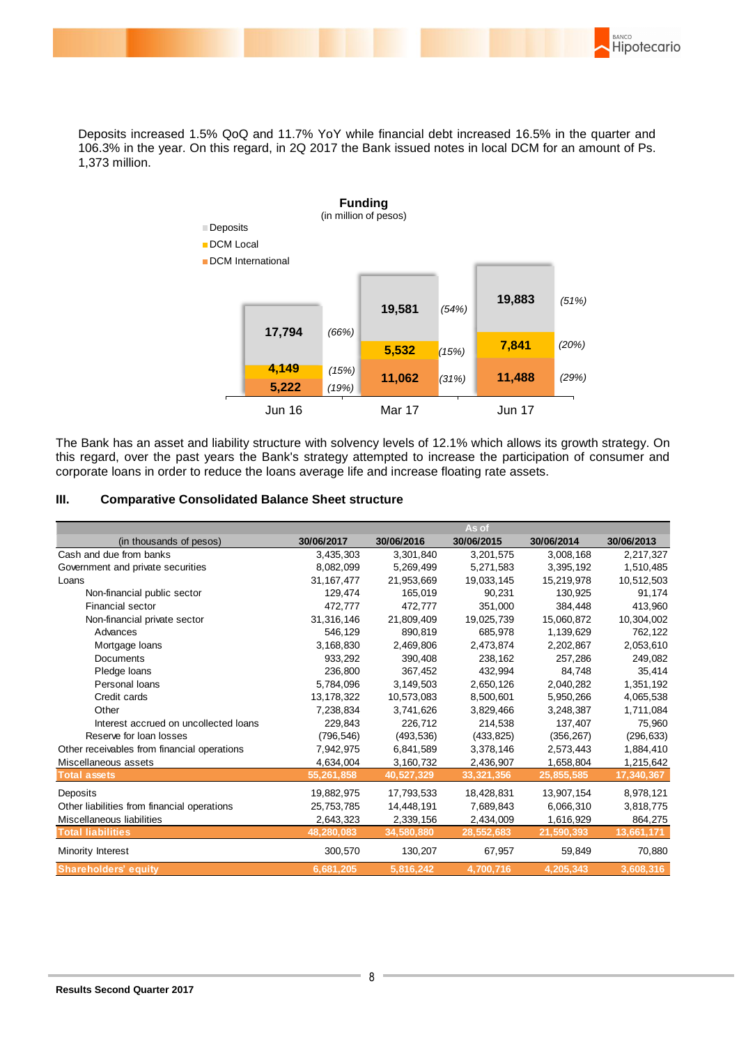Deposits increased 1.5% QoQ and 11.7% YoY while financial debt increased 16.5% in the quarter and 106.3% in the year. On this regard, in 2Q 2017 the Bank issued notes in local DCM for an amount of Ps. 1,373 million.

**Funding**
(in million of pesos)

| | Jun 16 | | Mar 17 | | Jun 17 | |
|---|---|---|---|---|---|---|
| Deposits | 17,794 | (66%) | 19,581 | (54%) | 19,883 | (51%) |
| DCM Local | 4,149 | (15%) | 5,532 | (15%) | 7,841 | (20%) |
| DCM International | 5,222 | (19%) | 11,062 | (31%) | 11,488 | (29%) |

The Bank has an asset and liability structure with solvency levels of 12.1% which allows its growth strategy. On this regard, over the past years the Bank's strategy attempted to increase the participation of consumer and corporate loans in order to reduce the loans average life and increase floating rate assets.

### III. Comparative Consolidated Balance Sheet structure

| | As of | | | | |
|---|---|---|---|---|---|
| (in thousands of pesos) | 30/06/2017 | 30/06/2016 | 30/06/2015 | 30/06/2014 | 30/06/2013 |
| Cash and due from banks | 3,435,303 | 3,301,840 | 3,201,575 | 3,008,168 | 2,217,327 |
| Government and private securities | 8,082,099 | 5,269,499 | 5,271,583 | 3,395,192 | 1,510,485 |
| Loans | 31,167,477 | 21,953,669 | 19,033,145 | 15,219,978 | 10,512,503 |
| Non-financial public sector | 129,474 | 165,019 | 90,231 | 130,925 | 91,174 |
| Financial sector | 472,777 | 472,777 | 351,000 | 384,448 | 413,960 |
| Non-financial private sector | 31,316,146 | 21,809,409 | 19,025,739 | 15,060,872 | 10,304,002 |
| Advances | 546,129 | 890,819 | 685,978 | 1,139,629 | 762,122 |
| Mortgage loans | 3,168,830 | 2,469,806 | 2,473,874 | 2,202,867 | 2,053,610 |
| Documents | 933,292 | 390,408 | 238,162 | 257,286 | 249,082 |
| Pledge loans | 236,800 | 367,452 | 432,994 | 84,748 | 35,414 |
| Personal loans | 5,784,096 | 3,149,503 | 2,650,126 | 2,040,282 | 1,351,192 |
| Credit cards | 13,178,322 | 10,573,083 | 8,500,601 | 5,950,266 | 4,065,538 |
| Other | 7,238,834 | 3,741,626 | 3,829,466 | 3,248,387 | 1,711,084 |
| Interest accrued on uncollected loans | 229,843 | 226,712 | 214,538 | 137,407 | 75,960 |
| Reserve for loan losses | (796,546) | (493,536) | (433,825) | (356,267) | (296,633) |
| Other receivables from financial operations | 7,942,975 | 6,841,589 | 3,378,146 | 2,573,443 | 1,884,410 |
| Miscellaneous assets | 4,634,004 | 3,160,732 | 2,436,907 | 1,658,804 | 1,215,642 |
| **Total assets** | **55,261,858** | **40,527,329** | **33,321,356** | **25,855,585** | **17,340,367** |
| Deposits | 19,882,975 | 17,793,533 | 18,428,831 | 13,907,154 | 8,978,121 |
| Other liabilities from financial operations | 25,753,785 | 14,448,191 | 7,689,843 | 6,066,310 | 3,818,775 |
| Miscellaneous liabilities | 2,643,323 | 2,339,156 | 2,434,009 | 1,616,929 | 864,275 |
| **Total liabilities** | **48,280,083** | **34,580,880** | **28,552,683** | **21,590,393** | **13,661,171** |
| Minority Interest | 300,570 | 130,207 | 67,957 | 59,849 | 70,880 |
| **Shareholders' equity** | **6,681,205** | **5,816,242** | **4,700,716** | **4,205,343** | **3,608,316** |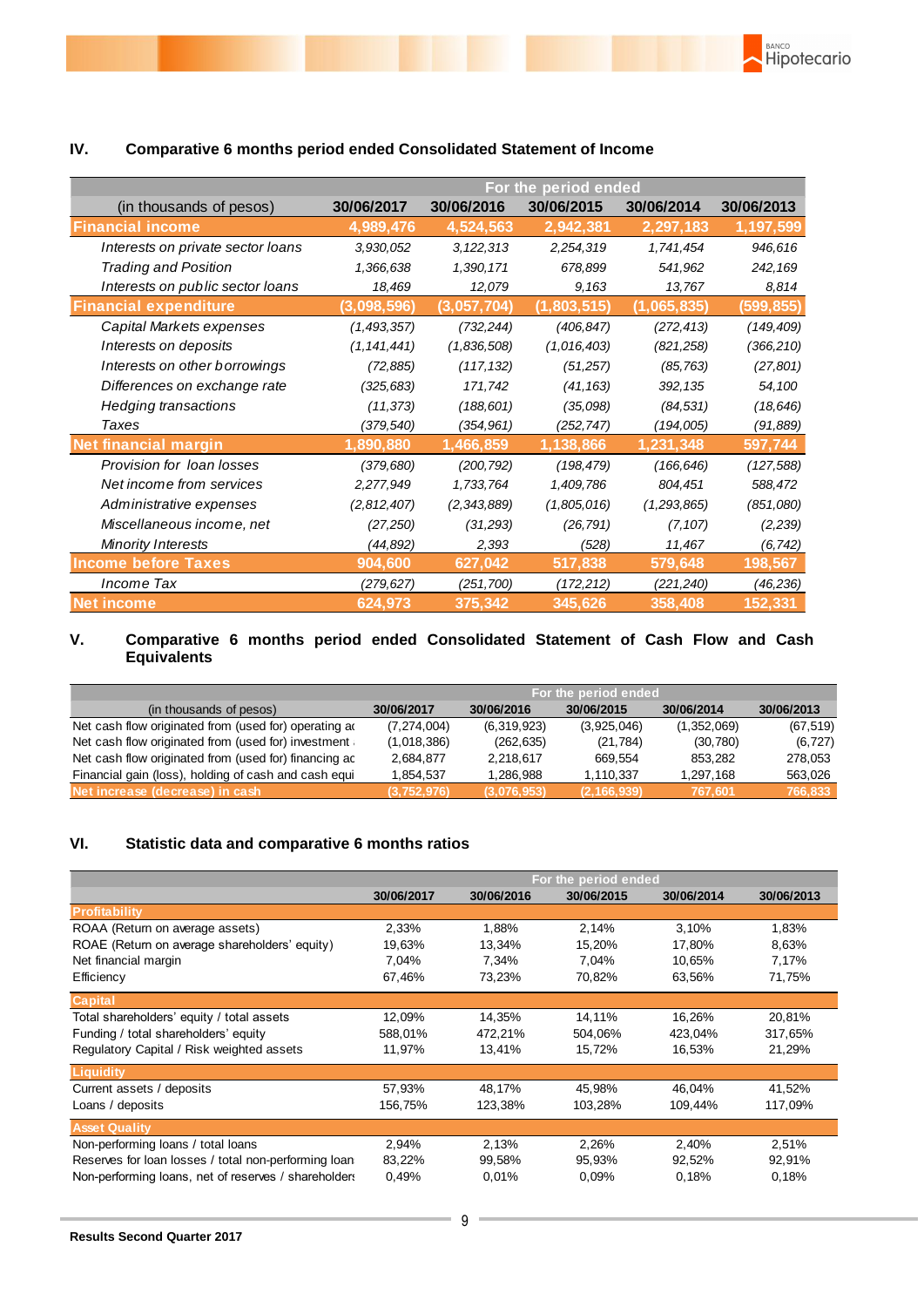## IV. Comparative 6 months period ended Consolidated Statement of Income

| (in thousands of pesos) | For the period ended | | | | |
|---|---|---|---|---|---|
| | 30/06/2017 | 30/06/2016 | 30/06/2015 | 30/06/2014 | 30/06/2013 |
| **Financial income** | **4,989,476** | **4,524,563** | **2,942,381** | **2,297,183** | **1,197,599** |
| *Interests on private sector loans* | *3,930,052* | *3,122,313* | *2,254,319* | *1,741,454* | *946,616* |
| *Trading and Position* | *1,366,638* | *1,390,171* | *678,899* | *541,962* | *242,169* |
| *Interests on public sector loans* | *18,469* | *12,079* | *9,163* | *13,767* | *8,814* |
| **Financial expenditure** | **(3,098,596)** | **(3,057,704)** | **(1,803,515)** | **(1,065,835)** | **(599,855)** |
| *Capital Markets expenses* | *(1,493,357)* | *(732,244)* | *(406,847)* | *(272,413)* | *(149,409)* |
| *Interests on deposits* | *(1,141,441)* | *(1,836,508)* | *(1,016,403)* | *(821,258)* | *(366,210)* |
| *Interests on other borrowings* | *(72,885)* | *(117,132)* | *(51,257)* | *(85,763)* | *(27,801)* |
| *Differences on exchange rate* | *(325,683)* | *171,742* | *(41,163)* | *392,135* | *54,100* |
| *Hedging transactions* | *(11,373)* | *(188,601)* | *(35,098)* | *(84,531)* | *(18,646)* |
| *Taxes* | *(379,540)* | *(354,961)* | *(252,747)* | *(194,005)* | *(91,889)* |
| **Net financial margin** | **1,890,880** | **1,466,859** | **1,138,866** | **1,231,348** | **597,744** |
| *Provision for loan losses* | *(379,680)* | *(200,792)* | *(198,479)* | *(166,646)* | *(127,588)* |
| *Net income from services* | *2,277,949* | *1,733,764* | *1,409,786* | *804,451* | *588,472* |
| *Administrative expenses* | *(2,812,407)* | *(2,343,889)* | *(1,805,016)* | *(1,293,865)* | *(851,080)* |
| *Miscellaneous income, net* | *(27,250)* | *(31,293)* | *(26,791)* | *(7,107)* | *(2,239)* |
| *Minority Interests* | *(44,892)* | *2,393* | *(528)* | *11,467* | *(6,742)* |
| **Income before Taxes** | **904,600** | **627,042** | **517,838** | **579,648** | **198,567** |
| *Income Tax* | *(279,627)* | *(251,700)* | *(172,212)* | *(221,240)* | *(46,236)* |
| **Net income** | **624,973** | **375,342** | **345,626** | **358,408** | **152,331** |

## V. Comparative 6 months period ended Consolidated Statement of Cash Flow and Cash Equivalents

| (in thousands of pesos) | For the period ended | | | | |
|---|---|---|---|---|---|
| | 30/06/2017 | 30/06/2016 | 30/06/2015 | 30/06/2014 | 30/06/2013 |
| Net cash flow originated from (used for) operating ac | (7,274,004) | (6,319,923) | (3,925,046) | (1,352,069) | (67,519) |
| Net cash flow originated from (used for) investment | (1,018,386) | (262,635) | (21,784) | (30,780) | (6,727) |
| Net cash flow originated from (used for) financing ac | 2,684,877 | 2,218,617 | 669,554 | 853,282 | 278,053 |
| Financial gain (loss), holding of cash and cash equi | 1,854,537 | 1,286,988 | 1,110,337 | 1,297,168 | 563,026 |
| **Net increase (decrease) in cash** | **(3,752,976)** | **(3,076,953)** | **(2,166,939)** | **767,601** | **766,833** |

## VI. Statistic data and comparative 6 months ratios

| | For the period ended | | | | |
|---|---|---|---|---|---|
| | 30/06/2017 | 30/06/2016 | 30/06/2015 | 30/06/2014 | 30/06/2013 |
| **Profitability** | | | | | |
| ROAA (Return on average assets) | 2,33% | 1,88% | 2,14% | 3,10% | 1,83% |
| ROAE (Return on average shareholders' equity) | 19,63% | 13,34% | 15,20% | 17,80% | 8,63% |
| Net financial margin | 7,04% | 7,34% | 7,04% | 10,65% | 7,17% |
| Efficiency | 67,46% | 73,23% | 70,82% | 63,56% | 71,75% |
| **Capital** | | | | | |
| Total shareholders' equity / total assets | 12,09% | 14,35% | 14,11% | 16,26% | 20,81% |
| Funding / total shareholders' equity | 588,01% | 472,21% | 504,06% | 423,04% | 317,65% |
| Regulatory Capital / Risk weighted assets | 11,97% | 13,41% | 15,72% | 16,53% | 21,29% |
| **Liquidity** | | | | | |
| Current assets / deposits | 57,93% | 48,17% | 45,98% | 46,04% | 41,52% |
| Loans / deposits | 156,75% | 123,38% | 103,28% | 109,44% | 117,09% |
| **Asset Quality** | | | | | |
| Non-performing loans / total loans | 2,94% | 2,13% | 2,26% | 2,40% | 2,51% |
| Reserves for loan losses / total non-performing loan | 83,22% | 99,58% | 95,93% | 92,52% | 92,91% |
| Non-performing loans, net of reserves / shareholders | 0,49% | 0,01% | 0,09% | 0,18% | 0,18% |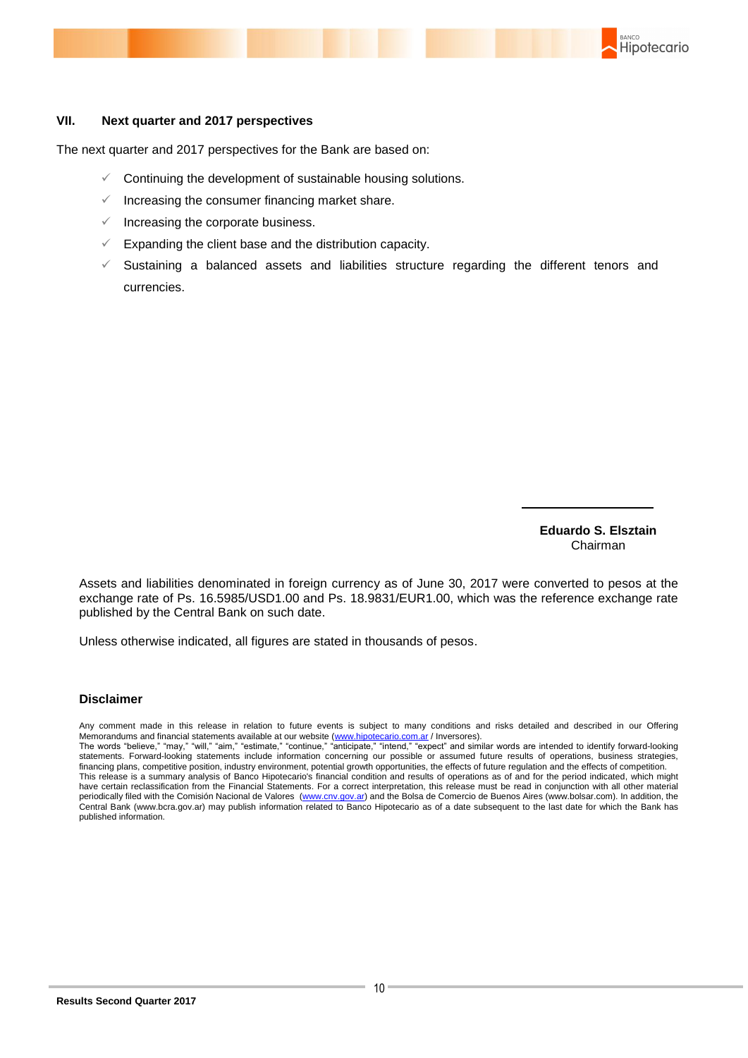## VII. Next quarter and 2017 perspectives

The next quarter and 2017 perspectives for the Bank are based on:

- ✓ Continuing the development of sustainable housing solutions.
- ✓ Increasing the consumer financing market share.
- ✓ Increasing the corporate business.
- ✓ Expanding the client base and the distribution capacity.
- ✓ Sustaining a balanced assets and liabilities structure regarding the different tenors and currencies.

**Eduardo S. Elsztain**
Chairman

Assets and liabilities denominated in foreign currency as of June 30, 2017 were converted to pesos at the exchange rate of Ps. 16.5985/USD1.00 and Ps. 18.9831/EUR1.00, which was the reference exchange rate published by the Central Bank on such date.

Unless otherwise indicated, all figures are stated in thousands of pesos.

### Disclaimer

Any comment made in this release in relation to future events is subject to many conditions and risks detailed and described in our Offering Memorandums and financial statements available at our website (www.hipotecario.com.ar / Inversores).
The words "believe," "may," "will," "aim," "estimate," "continue," "anticipate," "intend," "expect" and similar words are intended to identify forward-looking statements. Forward-looking statements include information concerning our possible or assumed future results of operations, business strategies, financing plans, competitive position, industry environment, potential growth opportunities, the effects of future regulation and the effects of competition.
This release is a summary analysis of Banco Hipotecario's financial condition and results of operations as of and for the period indicated, which might have certain reclassification from the Financial Statements. For a correct interpretation, this release must be read in conjunction with all other material periodically filed with the Comisión Nacional de Valores (www.cnv.gov.ar) and the Bolsa de Comercio de Buenos Aires (www.bolsar.com). In addition, the Central Bank (www.bcra.gov.ar) may publish information related to Banco Hipotecario as of a date subsequent to the last date for which the Bank has published information.